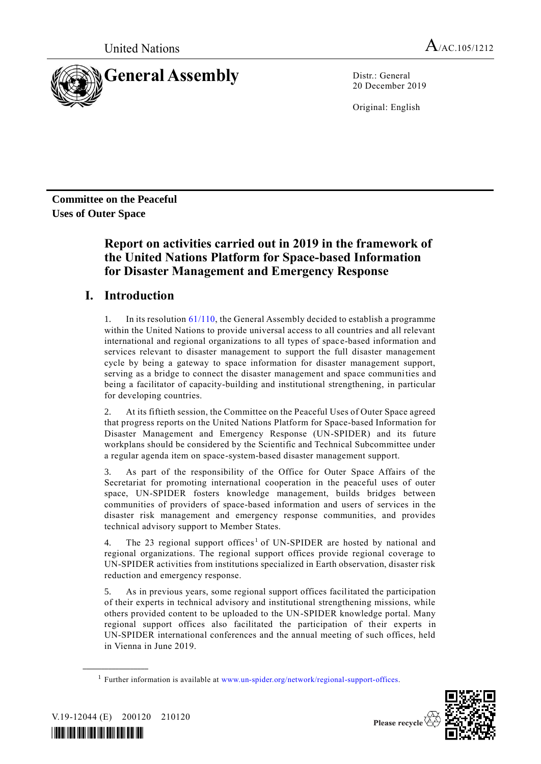United Nations

A/AC.105/1212

# General Assembly

Distr.: General
20 December 2019

Original: English

**Committee on the Peaceful Uses of Outer Space**

# Report on activities carried out in 2019 in the framework of the United Nations Platform for Space-based Information for Disaster Management and Emergency Response

## I. Introduction

1. In its resolution 61/110, the General Assembly decided to establish a programme within the United Nations to provide universal access to all countries and all relevant international and regional organizations to all types of space-based information and services relevant to disaster management to support the full disaster management cycle by being a gateway to space information for disaster management support, serving as a bridge to connect the disaster management and space communities and being a facilitator of capacity-building and institutional strengthening, in particular for developing countries.

2. At its fiftieth session, the Committee on the Peaceful Uses of Outer Space agreed that progress reports on the United Nations Platform for Space-based Information for Disaster Management and Emergency Response (UN-SPIDER) and its future workplans should be considered by the Scientific and Technical Subcommittee under a regular agenda item on space-system-based disaster management support.

3. As part of the responsibility of the Office for Outer Space Affairs of the Secretariat for promoting international cooperation in the peaceful uses of outer space, UN-SPIDER fosters knowledge management, builds bridges between communities of providers of space-based information and users of services in the disaster risk management and emergency response communities, and provides technical advisory support to Member States.

4. The 23 regional support offices[1] of UN-SPIDER are hosted by national and regional organizations. The regional support offices provide regional coverage to UN-SPIDER activities from institutions specialized in Earth observation, disaster risk reduction and emergency response.

5. As in previous years, some regional support offices facilitated the participation of their experts in technical advisory and institutional strengthening missions, while others provided content to be uploaded to the UN-SPIDER knowledge portal. Many regional support offices also facilitated the participation of their experts in UN-SPIDER international conferences and the annual meeting of such offices, held in Vienna in June 2019.

[1] Further information is available at www.un-spider.org/network/regional-support-offices.

V.19-12044 (E) 200120 210120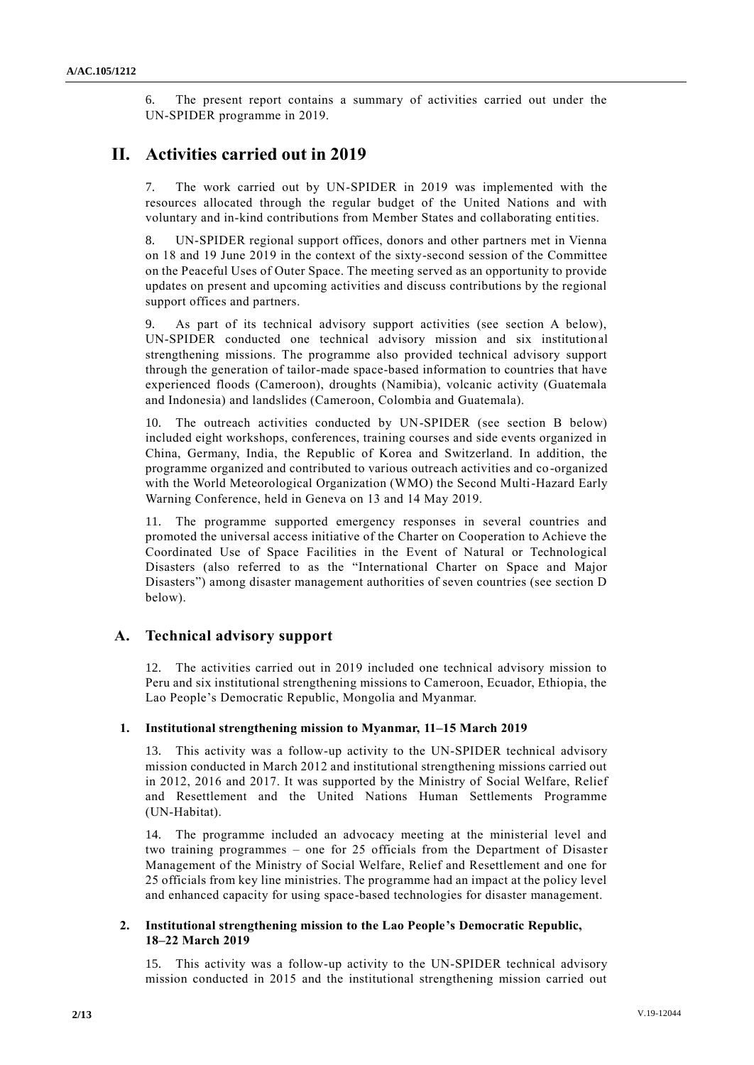6. The present report contains a summary of activities carried out under the UN-SPIDER programme in 2019.

# II. Activities carried out in 2019

7. The work carried out by UN-SPIDER in 2019 was implemented with the resources allocated through the regular budget of the United Nations and with voluntary and in-kind contributions from Member States and collaborating entities.

8. UN-SPIDER regional support offices, donors and other partners met in Vienna on 18 and 19 June 2019 in the context of the sixty-second session of the Committee on the Peaceful Uses of Outer Space. The meeting served as an opportunity to provide updates on present and upcoming activities and discuss contributions by the regional support offices and partners.

9. As part of its technical advisory support activities (see section A below), UN-SPIDER conducted one technical advisory mission and six institutional strengthening missions. The programme also provided technical advisory support through the generation of tailor-made space-based information to countries that have experienced floods (Cameroon), droughts (Namibia), volcanic activity (Guatemala and Indonesia) and landslides (Cameroon, Colombia and Guatemala).

10. The outreach activities conducted by UN-SPIDER (see section B below) included eight workshops, conferences, training courses and side events organized in China, Germany, India, the Republic of Korea and Switzerland. In addition, the programme organized and contributed to various outreach activities and co-organized with the World Meteorological Organization (WMO) the Second Multi-Hazard Early Warning Conference, held in Geneva on 13 and 14 May 2019.

11. The programme supported emergency responses in several countries and promoted the universal access initiative of the Charter on Cooperation to Achieve the Coordinated Use of Space Facilities in the Event of Natural or Technological Disasters (also referred to as the "International Charter on Space and Major Disasters") among disaster management authorities of seven countries (see section D below).

## A. Technical advisory support

12. The activities carried out in 2019 included one technical advisory mission to Peru and six institutional strengthening missions to Cameroon, Ecuador, Ethiopia, the Lao People's Democratic Republic, Mongolia and Myanmar.

### 1. Institutional strengthening mission to Myanmar, 11–15 March 2019

13. This activity was a follow-up activity to the UN-SPIDER technical advisory mission conducted in March 2012 and institutional strengthening missions carried out in 2012, 2016 and 2017. It was supported by the Ministry of Social Welfare, Relief and Resettlement and the United Nations Human Settlements Programme (UN-Habitat).

14. The programme included an advocacy meeting at the ministerial level and two training programmes – one for 25 officials from the Department of Disaster Management of the Ministry of Social Welfare, Relief and Resettlement and one for 25 officials from key line ministries. The programme had an impact at the policy level and enhanced capacity for using space-based technologies for disaster management.

### 2. Institutional strengthening mission to the Lao People's Democratic Republic, 18–22 March 2019

15. This activity was a follow-up activity to the UN-SPIDER technical advisory mission conducted in 2015 and the institutional strengthening mission carried out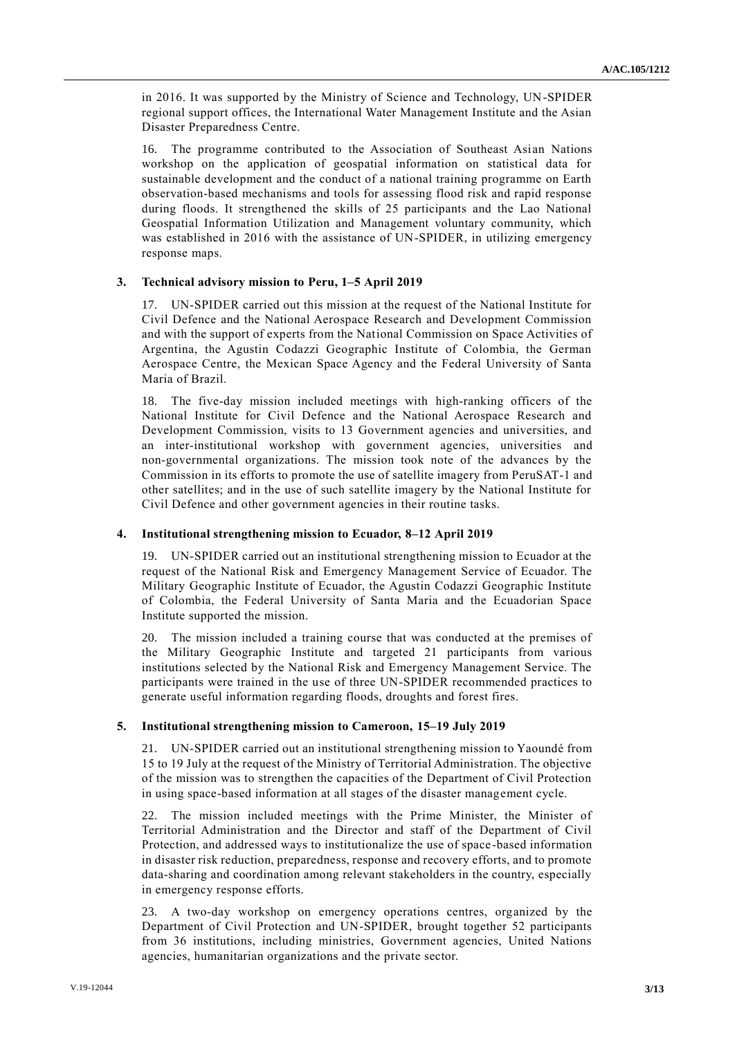in 2016. It was supported by the Ministry of Science and Technology, UN-SPIDER regional support offices, the International Water Management Institute and the Asian Disaster Preparedness Centre.

16. The programme contributed to the Association of Southeast Asian Nations workshop on the application of geospatial information on statistical data for sustainable development and the conduct of a national training programme on Earth observation-based mechanisms and tools for assessing flood risk and rapid response during floods. It strengthened the skills of 25 participants and the Lao National Geospatial Information Utilization and Management voluntary community, which was established in 2016 with the assistance of UN-SPIDER, in utilizing emergency response maps.

### 3. Technical advisory mission to Peru, 1–5 April 2019

17. UN-SPIDER carried out this mission at the request of the National Institute for Civil Defence and the National Aerospace Research and Development Commission and with the support of experts from the National Commission on Space Activities of Argentina, the Agustin Codazzi Geographic Institute of Colombia, the German Aerospace Centre, the Mexican Space Agency and the Federal University of Santa Maria of Brazil.

18. The five-day mission included meetings with high-ranking officers of the National Institute for Civil Defence and the National Aerospace Research and Development Commission, visits to 13 Government agencies and universities, and an inter-institutional workshop with government agencies, universities and non-governmental organizations. The mission took note of the advances by the Commission in its efforts to promote the use of satellite imagery from PeruSAT-1 and other satellites; and in the use of such satellite imagery by the National Institute for Civil Defence and other government agencies in their routine tasks.

### 4. Institutional strengthening mission to Ecuador, 8–12 April 2019

19. UN-SPIDER carried out an institutional strengthening mission to Ecuador at the request of the National Risk and Emergency Management Service of Ecuador. The Military Geographic Institute of Ecuador, the Agustin Codazzi Geographic Institute of Colombia, the Federal University of Santa Maria and the Ecuadorian Space Institute supported the mission.

20. The mission included a training course that was conducted at the premises of the Military Geographic Institute and targeted 21 participants from various institutions selected by the National Risk and Emergency Management Service. The participants were trained in the use of three UN-SPIDER recommended practices to generate useful information regarding floods, droughts and forest fires.

### 5. Institutional strengthening mission to Cameroon, 15–19 July 2019

21. UN-SPIDER carried out an institutional strengthening mission to Yaoundé from 15 to 19 July at the request of the Ministry of Territorial Administration. The objective of the mission was to strengthen the capacities of the Department of Civil Protection in using space-based information at all stages of the disaster management cycle.

22. The mission included meetings with the Prime Minister, the Minister of Territorial Administration and the Director and staff of the Department of Civil Protection, and addressed ways to institutionalize the use of space-based information in disaster risk reduction, preparedness, response and recovery efforts, and to promote data-sharing and coordination among relevant stakeholders in the country, especially in emergency response efforts.

23. A two-day workshop on emergency operations centres, organized by the Department of Civil Protection and UN-SPIDER, brought together 52 participants from 36 institutions, including ministries, Government agencies, United Nations agencies, humanitarian organizations and the private sector.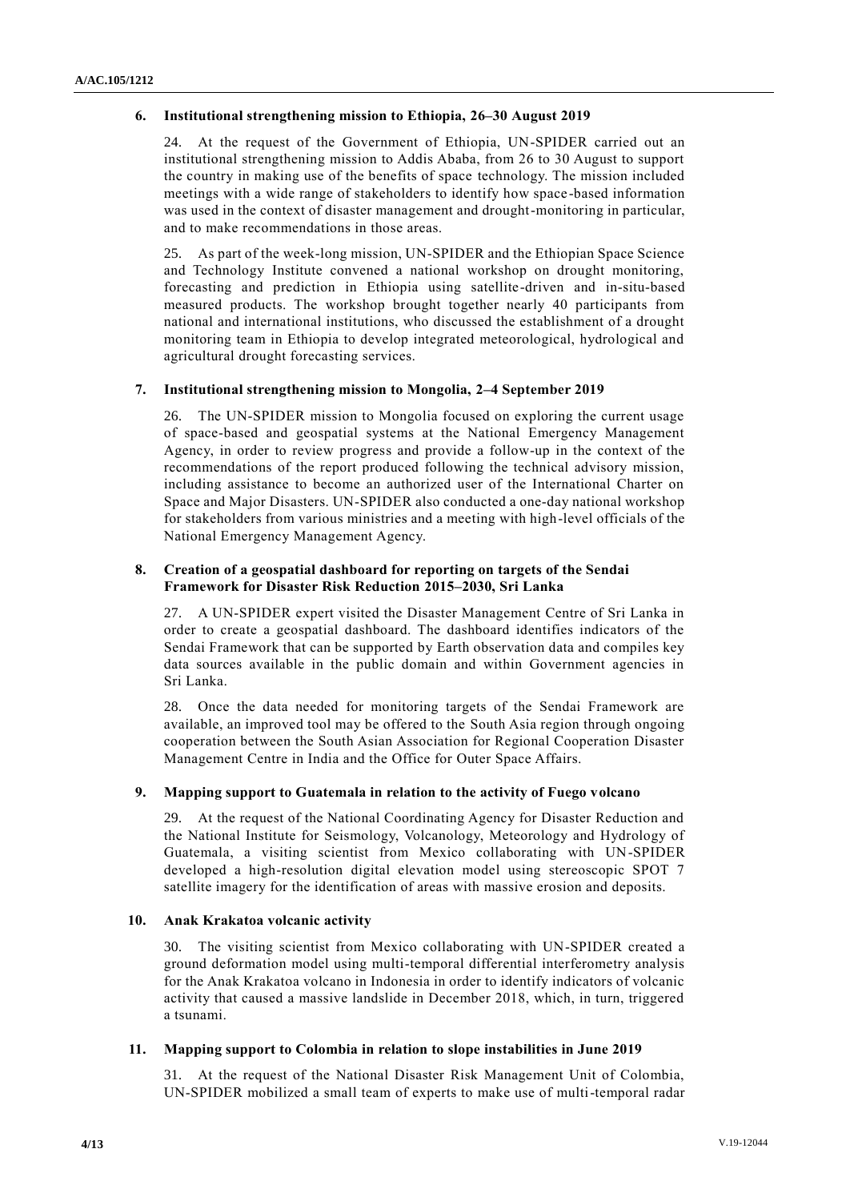### 6. Institutional strengthening mission to Ethiopia, 26–30 August 2019

24. At the request of the Government of Ethiopia, UN-SPIDER carried out an institutional strengthening mission to Addis Ababa, from 26 to 30 August to support the country in making use of the benefits of space technology. The mission included meetings with a wide range of stakeholders to identify how space-based information was used in the context of disaster management and drought-monitoring in particular, and to make recommendations in those areas.

25. As part of the week-long mission, UN-SPIDER and the Ethiopian Space Science and Technology Institute convened a national workshop on drought monitoring, forecasting and prediction in Ethiopia using satellite-driven and in-situ-based measured products. The workshop brought together nearly 40 participants from national and international institutions, who discussed the establishment of a drought monitoring team in Ethiopia to develop integrated meteorological, hydrological and agricultural drought forecasting services.

### 7. Institutional strengthening mission to Mongolia, 2–4 September 2019

26. The UN-SPIDER mission to Mongolia focused on exploring the current usage of space-based and geospatial systems at the National Emergency Management Agency, in order to review progress and provide a follow-up in the context of the recommendations of the report produced following the technical advisory mission, including assistance to become an authorized user of the International Charter on Space and Major Disasters. UN-SPIDER also conducted a one-day national workshop for stakeholders from various ministries and a meeting with high-level officials of the National Emergency Management Agency.

### 8. Creation of a geospatial dashboard for reporting on targets of the Sendai Framework for Disaster Risk Reduction 2015–2030, Sri Lanka

27. A UN-SPIDER expert visited the Disaster Management Centre of Sri Lanka in order to create a geospatial dashboard. The dashboard identifies indicators of the Sendai Framework that can be supported by Earth observation data and compiles key data sources available in the public domain and within Government agencies in Sri Lanka.

28. Once the data needed for monitoring targets of the Sendai Framework are available, an improved tool may be offered to the South Asia region through ongoing cooperation between the South Asian Association for Regional Cooperation Disaster Management Centre in India and the Office for Outer Space Affairs.

### 9. Mapping support to Guatemala in relation to the activity of Fuego volcano

29. At the request of the National Coordinating Agency for Disaster Reduction and the National Institute for Seismology, Volcanology, Meteorology and Hydrology of Guatemala, a visiting scientist from Mexico collaborating with UN-SPIDER developed a high-resolution digital elevation model using stereoscopic SPOT 7 satellite imagery for the identification of areas with massive erosion and deposits.

### 10. Anak Krakatoa volcanic activity

30. The visiting scientist from Mexico collaborating with UN-SPIDER created a ground deformation model using multi-temporal differential interferometry analysis for the Anak Krakatoa volcano in Indonesia in order to identify indicators of volcanic activity that caused a massive landslide in December 2018, which, in turn, triggered a tsunami.

### 11. Mapping support to Colombia in relation to slope instabilities in June 2019

31. At the request of the National Disaster Risk Management Unit of Colombia, UN-SPIDER mobilized a small team of experts to make use of multi-temporal radar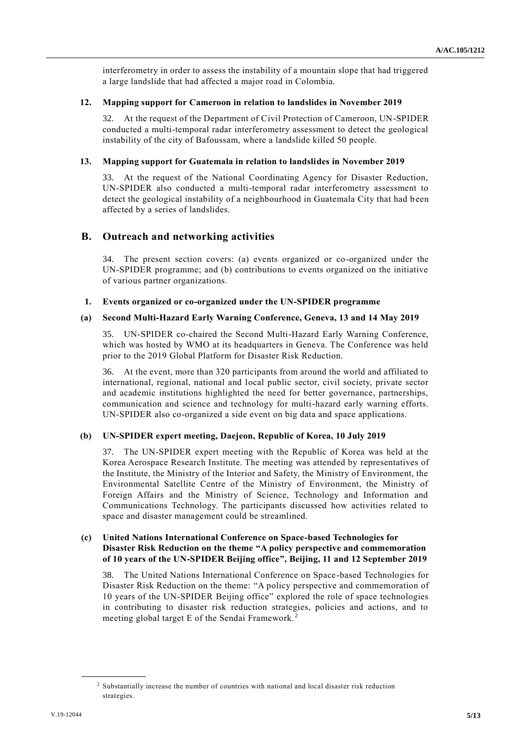interferometry in order to assess the instability of a mountain slope that had triggered a large landslide that had affected a major road in Colombia.

### 12. Mapping support for Cameroon in relation to landslides in November 2019

32. At the request of the Department of Civil Protection of Cameroon, UN-SPIDER conducted a multi-temporal radar interferometry assessment to detect the geological instability of the city of Bafoussam, where a landslide killed 50 people.

### 13. Mapping support for Guatemala in relation to landslides in November 2019

33. At the request of the National Coordinating Agency for Disaster Reduction, UN-SPIDER also conducted a multi-temporal radar interferometry assessment to detect the geological instability of a neighbourhood in Guatemala City that had been affected by a series of landslides.

## B. Outreach and networking activities

34. The present section covers: (a) events organized or co-organized under the UN-SPIDER programme; and (b) contributions to events organized on the initiative of various partner organizations.

### 1. Events organized or co-organized under the UN-SPIDER programme

#### (a) Second Multi-Hazard Early Warning Conference, Geneva, 13 and 14 May 2019

35. UN-SPIDER co-chaired the Second Multi-Hazard Early Warning Conference, which was hosted by WMO at its headquarters in Geneva. The Conference was held prior to the 2019 Global Platform for Disaster Risk Reduction.

36. At the event, more than 320 participants from around the world and affiliated to international, regional, national and local public sector, civil society, private sector and academic institutions highlighted the need for better governance, partnerships, communication and science and technology for multi-hazard early warning efforts. UN-SPIDER also co-organized a side event on big data and space applications.

#### (b) UN-SPIDER expert meeting, Daejeon, Republic of Korea, 10 July 2019

37. The UN-SPIDER expert meeting with the Republic of Korea was held at the Korea Aerospace Research Institute. The meeting was attended by representatives of the Institute, the Ministry of the Interior and Safety, the Ministry of Environment, the Environmental Satellite Centre of the Ministry of Environment, the Ministry of Foreign Affairs and the Ministry of Science, Technology and Information and Communications Technology. The participants discussed how activities related to space and disaster management could be streamlined.

#### (c) United Nations International Conference on Space-based Technologies for Disaster Risk Reduction on the theme "A policy perspective and commemoration of 10 years of the UN-SPIDER Beijing office", Beijing, 11 and 12 September 2019

38. The United Nations International Conference on Space-based Technologies for Disaster Risk Reduction on the theme: "A policy perspective and commemoration of 10 years of the UN-SPIDER Beijing office" explored the role of space technologies in contributing to disaster risk reduction strategies, policies and actions, and to meeting global target E of the Sendai Framework.[2]

---

[2] Substantially increase the number of countries with national and local disaster risk reduction strategies.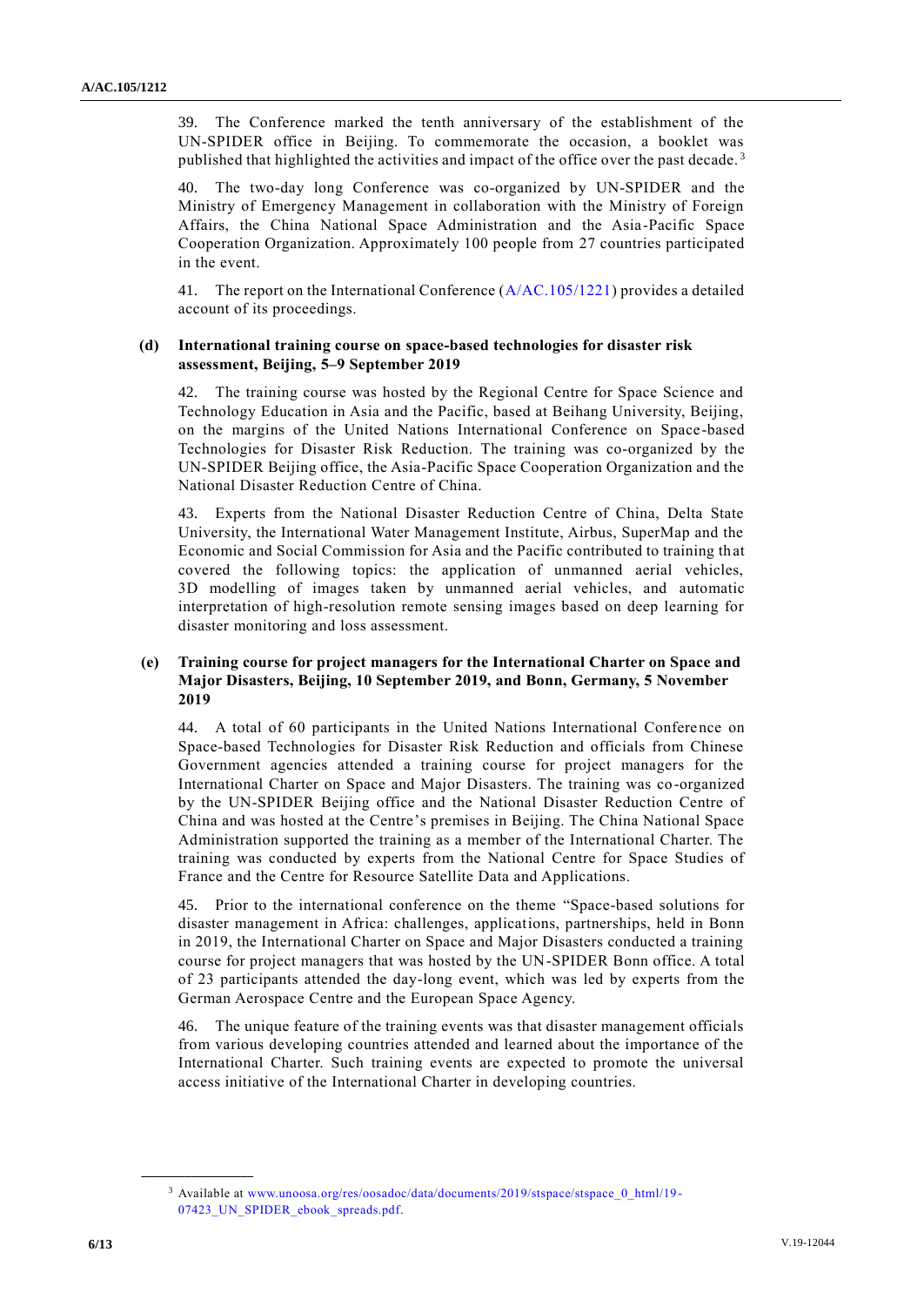39. The Conference marked the tenth anniversary of the establishment of the UN-SPIDER office in Beijing. To commemorate the occasion, a booklet was published that highlighted the activities and impact of the office over the past decade.[3]

40. The two-day long Conference was co-organized by UN-SPIDER and the Ministry of Emergency Management in collaboration with the Ministry of Foreign Affairs, the China National Space Administration and the Asia-Pacific Space Cooperation Organization. Approximately 100 people from 27 countries participated in the event.

41. The report on the International Conference (A/AC.105/1221) provides a detailed account of its proceedings.

### (d) International training course on space-based technologies for disaster risk assessment, Beijing, 5–9 September 2019

42. The training course was hosted by the Regional Centre for Space Science and Technology Education in Asia and the Pacific, based at Beihang University, Beijing, on the margins of the United Nations International Conference on Space-based Technologies for Disaster Risk Reduction. The training was co-organized by the UN-SPIDER Beijing office, the Asia-Pacific Space Cooperation Organization and the National Disaster Reduction Centre of China.

43. Experts from the National Disaster Reduction Centre of China, Delta State University, the International Water Management Institute, Airbus, SuperMap and the Economic and Social Commission for Asia and the Pacific contributed to training that covered the following topics: the application of unmanned aerial vehicles, 3D modelling of images taken by unmanned aerial vehicles, and automatic interpretation of high-resolution remote sensing images based on deep learning for disaster monitoring and loss assessment.

### (e) Training course for project managers for the International Charter on Space and Major Disasters, Beijing, 10 September 2019, and Bonn, Germany, 5 November 2019

44. A total of 60 participants in the United Nations International Conference on Space-based Technologies for Disaster Risk Reduction and officials from Chinese Government agencies attended a training course for project managers for the International Charter on Space and Major Disasters. The training was co-organized by the UN-SPIDER Beijing office and the National Disaster Reduction Centre of China and was hosted at the Centre's premises in Beijing. The China National Space Administration supported the training as a member of the International Charter. The training was conducted by experts from the National Centre for Space Studies of France and the Centre for Resource Satellite Data and Applications.

45. Prior to the international conference on the theme "Space-based solutions for disaster management in Africa: challenges, applications, partnerships, held in Bonn in 2019, the International Charter on Space and Major Disasters conducted a training course for project managers that was hosted by the UN-SPIDER Bonn office. A total of 23 participants attended the day-long event, which was led by experts from the German Aerospace Centre and the European Space Agency.

46. The unique feature of the training events was that disaster management officials from various developing countries attended and learned about the importance of the International Charter. Such training events are expected to promote the universal access initiative of the International Charter in developing countries.

---

[3] Available at www.unoosa.org/res/oosadoc/data/documents/2019/stspace/stspace_0_html/19-07423_UN_SPIDER_ebook_spreads.pdf.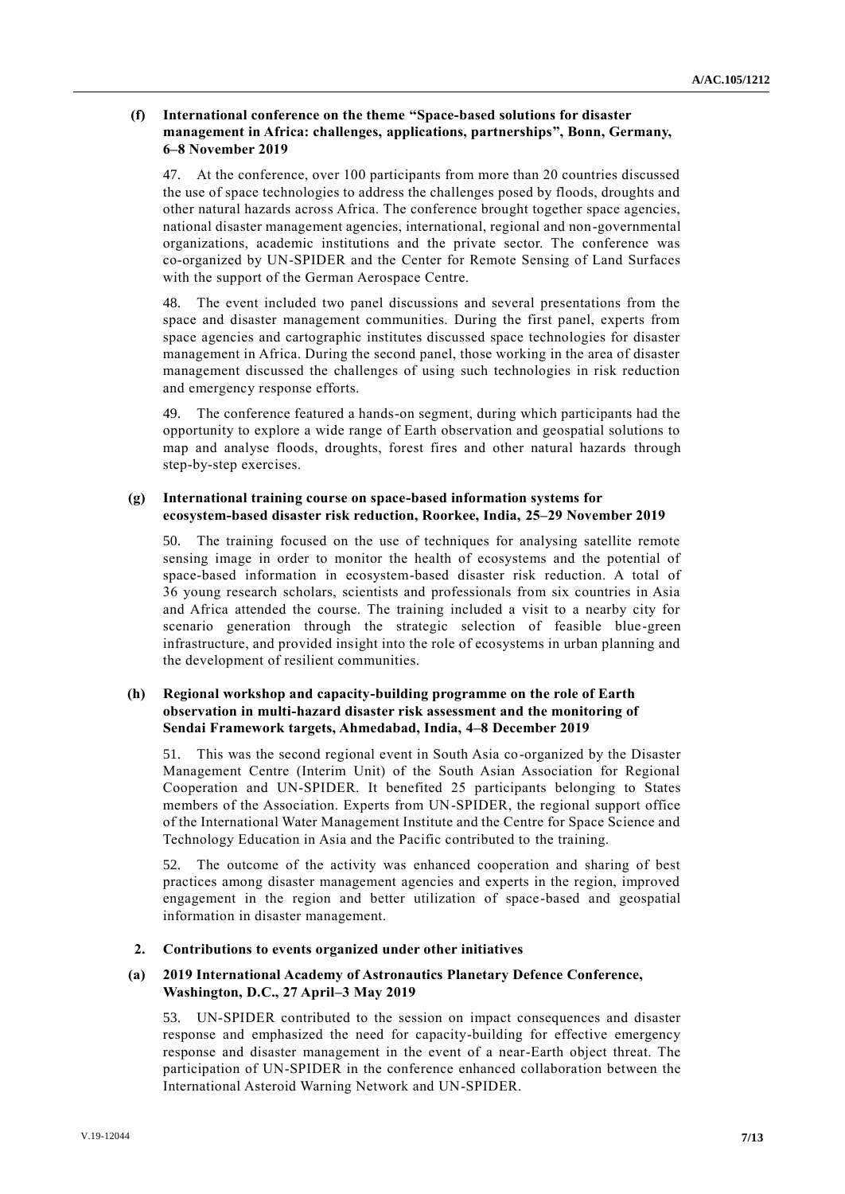### (f) International conference on the theme "Space-based solutions for disaster management in Africa: challenges, applications, partnerships", Bonn, Germany, 6–8 November 2019

47. At the conference, over 100 participants from more than 20 countries discussed the use of space technologies to address the challenges posed by floods, droughts and other natural hazards across Africa. The conference brought together space agencies, national disaster management agencies, international, regional and non-governmental organizations, academic institutions and the private sector. The conference was co-organized by UN-SPIDER and the Center for Remote Sensing of Land Surfaces with the support of the German Aerospace Centre.

48. The event included two panel discussions and several presentations from the space and disaster management communities. During the first panel, experts from space agencies and cartographic institutes discussed space technologies for disaster management in Africa. During the second panel, those working in the area of disaster management discussed the challenges of using such technologies in risk reduction and emergency response efforts.

49. The conference featured a hands-on segment, during which participants had the opportunity to explore a wide range of Earth observation and geospatial solutions to map and analyse floods, droughts, forest fires and other natural hazards through step-by-step exercises.

### (g) International training course on space-based information systems for ecosystem-based disaster risk reduction, Roorkee, India, 25–29 November 2019

50. The training focused on the use of techniques for analysing satellite remote sensing image in order to monitor the health of ecosystems and the potential of space-based information in ecosystem-based disaster risk reduction. A total of 36 young research scholars, scientists and professionals from six countries in Asia and Africa attended the course. The training included a visit to a nearby city for scenario generation through the strategic selection of feasible blue-green infrastructure, and provided insight into the role of ecosystems in urban planning and the development of resilient communities.

### (h) Regional workshop and capacity-building programme on the role of Earth observation in multi-hazard disaster risk assessment and the monitoring of Sendai Framework targets, Ahmedabad, India, 4–8 December 2019

51. This was the second regional event in South Asia co-organized by the Disaster Management Centre (Interim Unit) of the South Asian Association for Regional Cooperation and UN-SPIDER. It benefited 25 participants belonging to States members of the Association. Experts from UN-SPIDER, the regional support office of the International Water Management Institute and the Centre for Space Science and Technology Education in Asia and the Pacific contributed to the training.

52. The outcome of the activity was enhanced cooperation and sharing of best practices among disaster management agencies and experts in the region, improved engagement in the region and better utilization of space-based and geospatial information in disaster management.

## 2. Contributions to events organized under other initiatives

### (a) 2019 International Academy of Astronautics Planetary Defence Conference, Washington, D.C., 27 April–3 May 2019

53. UN-SPIDER contributed to the session on impact consequences and disaster response and emphasized the need for capacity-building for effective emergency response and disaster management in the event of a near-Earth object threat. The participation of UN-SPIDER in the conference enhanced collaboration between the International Asteroid Warning Network and UN-SPIDER.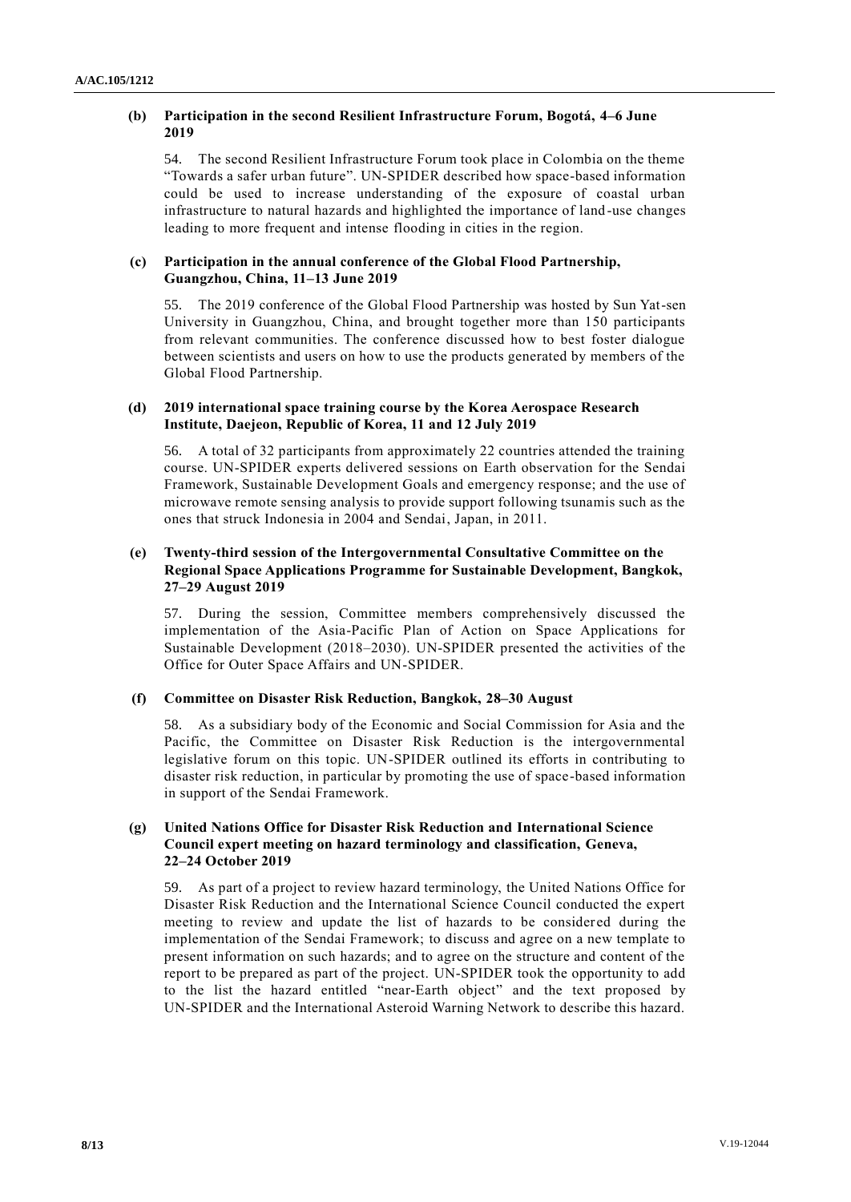### (b) Participation in the second Resilient Infrastructure Forum, Bogotá, 4–6 June 2019

54. The second Resilient Infrastructure Forum took place in Colombia on the theme "Towards a safer urban future". UN-SPIDER described how space-based information could be used to increase understanding of the exposure of coastal urban infrastructure to natural hazards and highlighted the importance of land-use changes leading to more frequent and intense flooding in cities in the region.

### (c) Participation in the annual conference of the Global Flood Partnership, Guangzhou, China, 11–13 June 2019

55. The 2019 conference of the Global Flood Partnership was hosted by Sun Yat-sen University in Guangzhou, China, and brought together more than 150 participants from relevant communities. The conference discussed how to best foster dialogue between scientists and users on how to use the products generated by members of the Global Flood Partnership.

### (d) 2019 international space training course by the Korea Aerospace Research Institute, Daejeon, Republic of Korea, 11 and 12 July 2019

56. A total of 32 participants from approximately 22 countries attended the training course. UN-SPIDER experts delivered sessions on Earth observation for the Sendai Framework, Sustainable Development Goals and emergency response; and the use of microwave remote sensing analysis to provide support following tsunamis such as the ones that struck Indonesia in 2004 and Sendai, Japan, in 2011.

### (e) Twenty-third session of the Intergovernmental Consultative Committee on the Regional Space Applications Programme for Sustainable Development, Bangkok, 27–29 August 2019

57. During the session, Committee members comprehensively discussed the implementation of the Asia-Pacific Plan of Action on Space Applications for Sustainable Development (2018–2030). UN-SPIDER presented the activities of the Office for Outer Space Affairs and UN-SPIDER.

### (f) Committee on Disaster Risk Reduction, Bangkok, 28–30 August

58. As a subsidiary body of the Economic and Social Commission for Asia and the Pacific, the Committee on Disaster Risk Reduction is the intergovernmental legislative forum on this topic. UN-SPIDER outlined its efforts in contributing to disaster risk reduction, in particular by promoting the use of space-based information in support of the Sendai Framework.

### (g) United Nations Office for Disaster Risk Reduction and International Science Council expert meeting on hazard terminology and classification, Geneva, 22–24 October 2019

59. As part of a project to review hazard terminology, the United Nations Office for Disaster Risk Reduction and the International Science Council conducted the expert meeting to review and update the list of hazards to be considered during the implementation of the Sendai Framework; to discuss and agree on a new template to present information on such hazards; and to agree on the structure and content of the report to be prepared as part of the project. UN-SPIDER took the opportunity to add to the list the hazard entitled "near-Earth object" and the text proposed by UN-SPIDER and the International Asteroid Warning Network to describe this hazard.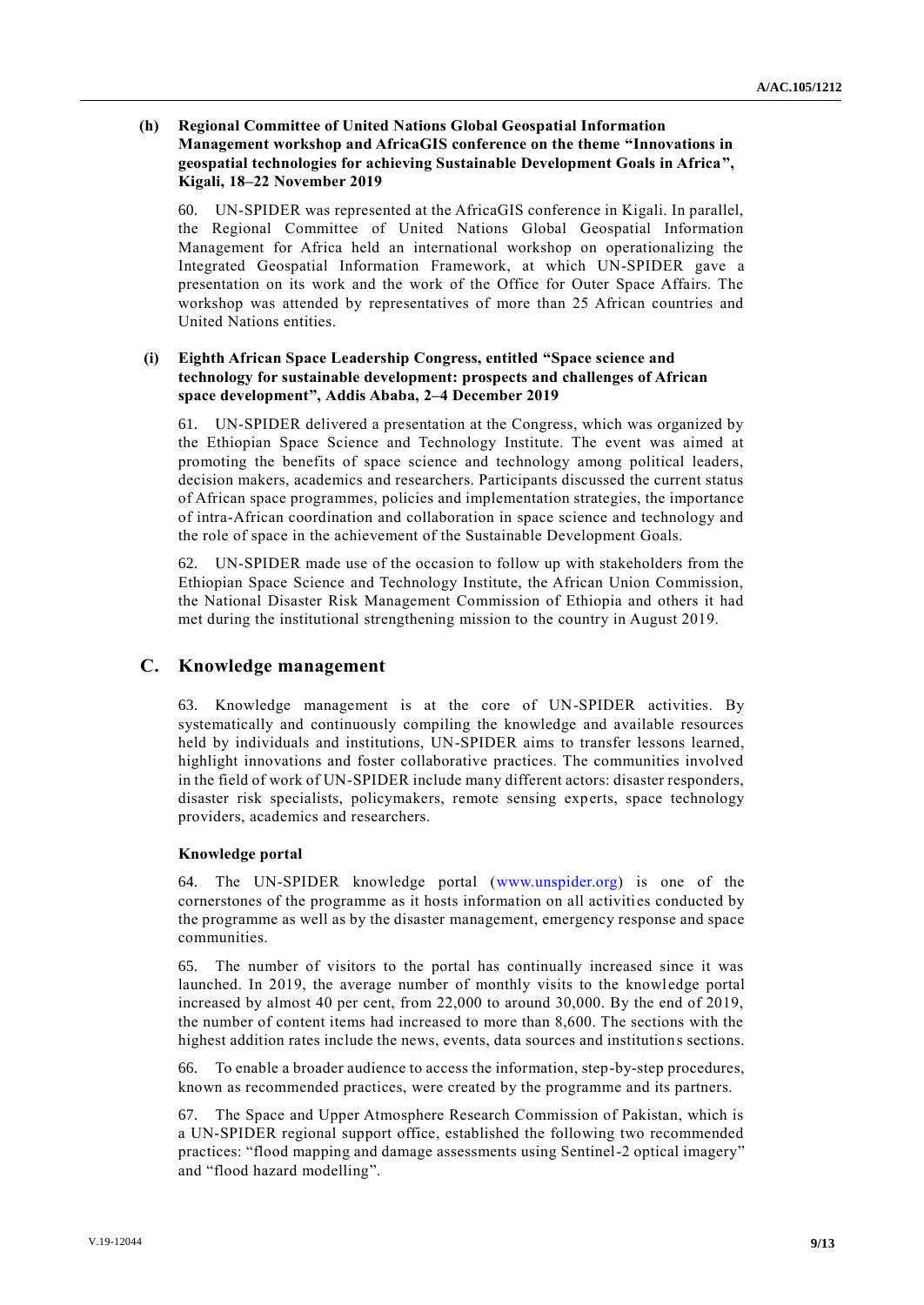#### (h) Regional Committee of United Nations Global Geospatial Information Management workshop and AfricaGIS conference on the theme "Innovations in geospatial technologies for achieving Sustainable Development Goals in Africa", Kigali, 18–22 November 2019

60. UN-SPIDER was represented at the AfricaGIS conference in Kigali. In parallel, the Regional Committee of United Nations Global Geospatial Information Management for Africa held an international workshop on operationalizing the Integrated Geospatial Information Framework, at which UN-SPIDER gave a presentation on its work and the work of the Office for Outer Space Affairs. The workshop was attended by representatives of more than 25 African countries and United Nations entities.

#### (i) Eighth African Space Leadership Congress, entitled "Space science and technology for sustainable development: prospects and challenges of African space development", Addis Ababa, 2–4 December 2019

61. UN-SPIDER delivered a presentation at the Congress, which was organized by the Ethiopian Space Science and Technology Institute. The event was aimed at promoting the benefits of space science and technology among political leaders, decision makers, academics and researchers. Participants discussed the current status of African space programmes, policies and implementation strategies, the importance of intra-African coordination and collaboration in space science and technology and the role of space in the achievement of the Sustainable Development Goals.

62. UN-SPIDER made use of the occasion to follow up with stakeholders from the Ethiopian Space Science and Technology Institute, the African Union Commission, the National Disaster Risk Management Commission of Ethiopia and others it had met during the institutional strengthening mission to the country in August 2019.

## C. Knowledge management

63. Knowledge management is at the core of UN-SPIDER activities. By systematically and continuously compiling the knowledge and available resources held by individuals and institutions, UN-SPIDER aims to transfer lessons learned, highlight innovations and foster collaborative practices. The communities involved in the field of work of UN-SPIDER include many different actors: disaster responders, disaster risk specialists, policymakers, remote sensing experts, space technology providers, academics and researchers.

#### Knowledge portal

64. The UN-SPIDER knowledge portal (www.unspider.org) is one of the cornerstones of the programme as it hosts information on all activities conducted by the programme as well as by the disaster management, emergency response and space communities.

65. The number of visitors to the portal has continually increased since it was launched. In 2019, the average number of monthly visits to the knowledge portal increased by almost 40 per cent, from 22,000 to around 30,000. By the end of 2019, the number of content items had increased to more than 8,600. The sections with the highest addition rates include the news, events, data sources and institutions sections.

66. To enable a broader audience to access the information, step-by-step procedures, known as recommended practices, were created by the programme and its partners.

67. The Space and Upper Atmosphere Research Commission of Pakistan, which is a UN-SPIDER regional support office, established the following two recommended practices: "flood mapping and damage assessments using Sentinel-2 optical imagery" and "flood hazard modelling".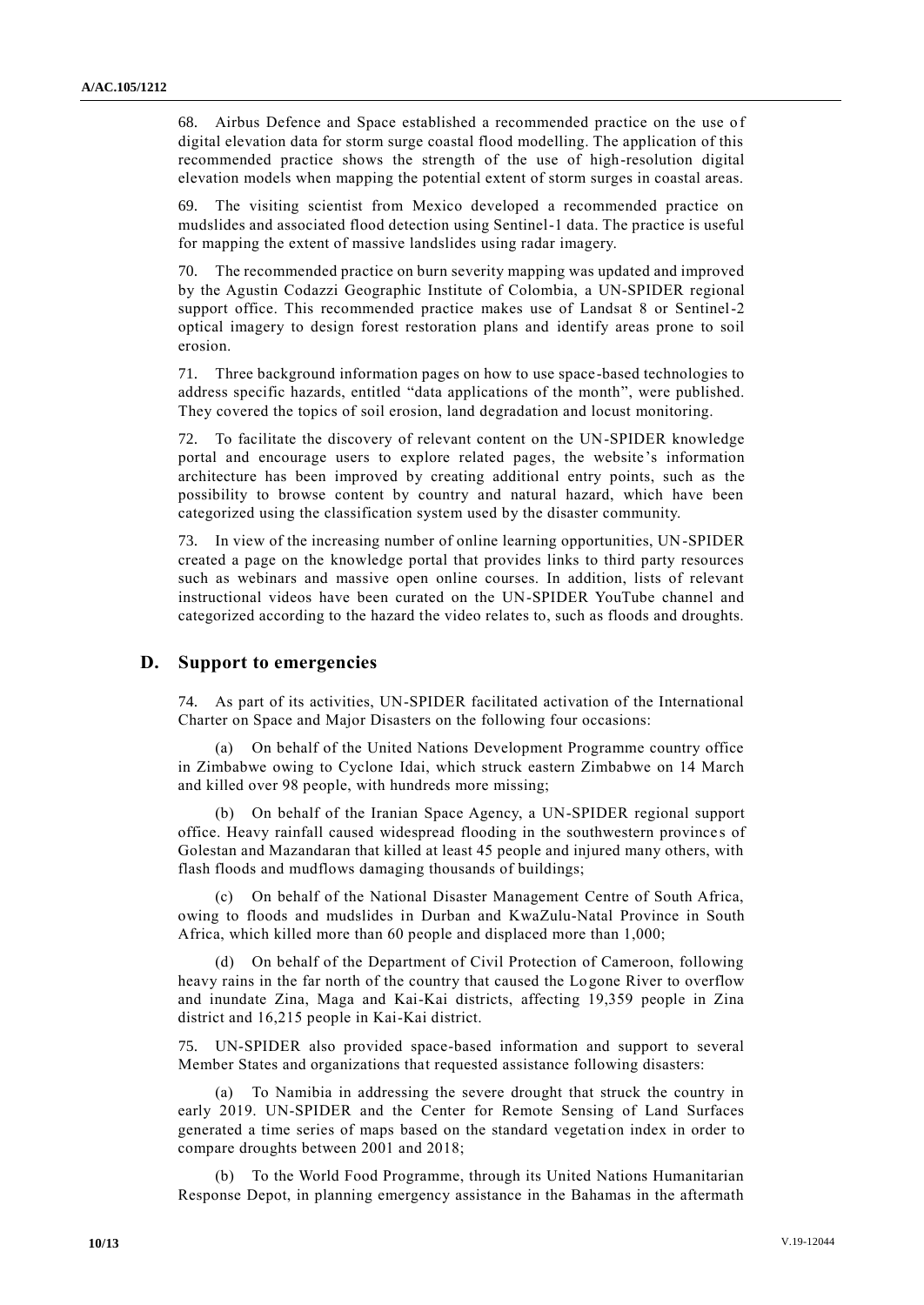68. Airbus Defence and Space established a recommended practice on the use of digital elevation data for storm surge coastal flood modelling. The application of this recommended practice shows the strength of the use of high-resolution digital elevation models when mapping the potential extent of storm surges in coastal areas.

69. The visiting scientist from Mexico developed a recommended practice on mudslides and associated flood detection using Sentinel-1 data. The practice is useful for mapping the extent of massive landslides using radar imagery.

70. The recommended practice on burn severity mapping was updated and improved by the Agustin Codazzi Geographic Institute of Colombia, a UN-SPIDER regional support office. This recommended practice makes use of Landsat 8 or Sentinel-2 optical imagery to design forest restoration plans and identify areas prone to soil erosion.

71. Three background information pages on how to use space-based technologies to address specific hazards, entitled "data applications of the month", were published. They covered the topics of soil erosion, land degradation and locust monitoring.

72. To facilitate the discovery of relevant content on the UN-SPIDER knowledge portal and encourage users to explore related pages, the website's information architecture has been improved by creating additional entry points, such as the possibility to browse content by country and natural hazard, which have been categorized using the classification system used by the disaster community.

73. In view of the increasing number of online learning opportunities, UN-SPIDER created a page on the knowledge portal that provides links to third party resources such as webinars and massive open online courses. In addition, lists of relevant instructional videos have been curated on the UN-SPIDER YouTube channel and categorized according to the hazard the video relates to, such as floods and droughts.

## D. Support to emergencies

74. As part of its activities, UN-SPIDER facilitated activation of the International Charter on Space and Major Disasters on the following four occasions:

(a) On behalf of the United Nations Development Programme country office in Zimbabwe owing to Cyclone Idai, which struck eastern Zimbabwe on 14 March and killed over 98 people, with hundreds more missing;

(b) On behalf of the Iranian Space Agency, a UN-SPIDER regional support office. Heavy rainfall caused widespread flooding in the southwestern provinces of Golestan and Mazandaran that killed at least 45 people and injured many others, with flash floods and mudflows damaging thousands of buildings;

(c) On behalf of the National Disaster Management Centre of South Africa, owing to floods and mudslides in Durban and KwaZulu-Natal Province in South Africa, which killed more than 60 people and displaced more than 1,000;

(d) On behalf of the Department of Civil Protection of Cameroon, following heavy rains in the far north of the country that caused the Logone River to overflow and inundate Zina, Maga and Kai-Kai districts, affecting 19,359 people in Zina district and 16,215 people in Kai-Kai district.

75. UN-SPIDER also provided space-based information and support to several Member States and organizations that requested assistance following disasters:

(a) To Namibia in addressing the severe drought that struck the country in early 2019. UN-SPIDER and the Center for Remote Sensing of Land Surfaces generated a time series of maps based on the standard vegetation index in order to compare droughts between 2001 and 2018;

(b) To the World Food Programme, through its United Nations Humanitarian Response Depot, in planning emergency assistance in the Bahamas in the aftermath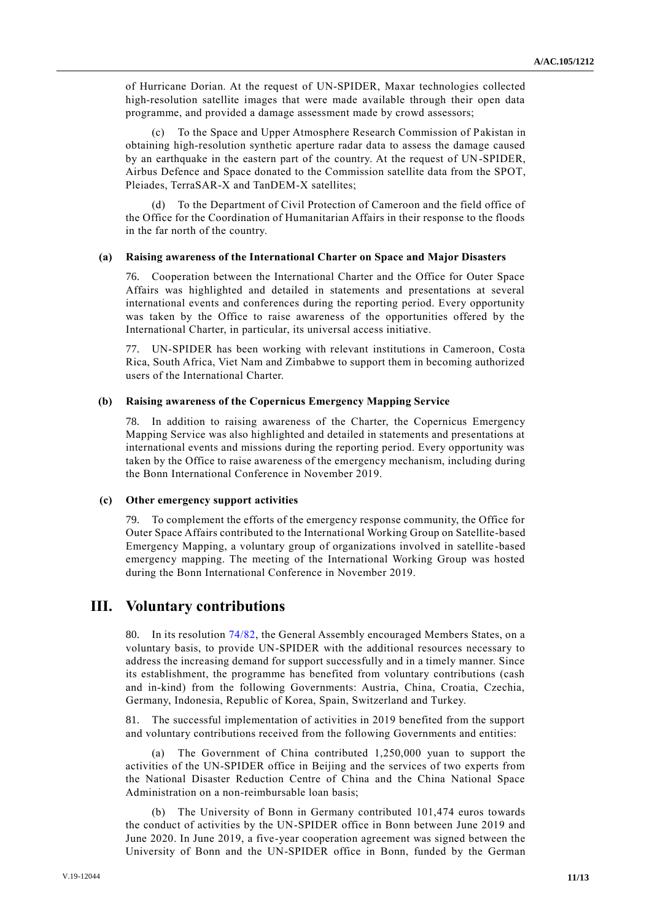of Hurricane Dorian. At the request of UN-SPIDER, Maxar technologies collected high-resolution satellite images that were made available through their open data programme, and provided a damage assessment made by crowd assessors;

(c) To the Space and Upper Atmosphere Research Commission of Pakistan in obtaining high-resolution synthetic aperture radar data to assess the damage caused by an earthquake in the eastern part of the country. At the request of UN-SPIDER, Airbus Defence and Space donated to the Commission satellite data from the SPOT, Pleiades, TerraSAR-X and TanDEM-X satellites;

(d) To the Department of Civil Protection of Cameroon and the field office of the Office for the Coordination of Humanitarian Affairs in their response to the floods in the far north of the country.

### (a) Raising awareness of the International Charter on Space and Major Disasters

76. Cooperation between the International Charter and the Office for Outer Space Affairs was highlighted and detailed in statements and presentations at several international events and conferences during the reporting period. Every opportunity was taken by the Office to raise awareness of the opportunities offered by the International Charter, in particular, its universal access initiative.

77. UN-SPIDER has been working with relevant institutions in Cameroon, Costa Rica, South Africa, Viet Nam and Zimbabwe to support them in becoming authorized users of the International Charter.

### (b) Raising awareness of the Copernicus Emergency Mapping Service

78. In addition to raising awareness of the Charter, the Copernicus Emergency Mapping Service was also highlighted and detailed in statements and presentations at international events and missions during the reporting period. Every opportunity was taken by the Office to raise awareness of the emergency mechanism, including during the Bonn International Conference in November 2019.

### (c) Other emergency support activities

79. To complement the efforts of the emergency response community, the Office for Outer Space Affairs contributed to the International Working Group on Satellite-based Emergency Mapping, a voluntary group of organizations involved in satellite-based emergency mapping. The meeting of the International Working Group was hosted during the Bonn International Conference in November 2019.

## III. Voluntary contributions

80. In its resolution 74/82, the General Assembly encouraged Members States, on a voluntary basis, to provide UN-SPIDER with the additional resources necessary to address the increasing demand for support successfully and in a timely manner. Since its establishment, the programme has benefited from voluntary contributions (cash and in-kind) from the following Governments: Austria, China, Croatia, Czechia, Germany, Indonesia, Republic of Korea, Spain, Switzerland and Turkey.

81. The successful implementation of activities in 2019 benefited from the support and voluntary contributions received from the following Governments and entities:

(a) The Government of China contributed 1,250,000 yuan to support the activities of the UN-SPIDER office in Beijing and the services of two experts from the National Disaster Reduction Centre of China and the China National Space Administration on a non-reimbursable loan basis;

(b) The University of Bonn in Germany contributed 101,474 euros towards the conduct of activities by the UN-SPIDER office in Bonn between June 2019 and June 2020. In June 2019, a five-year cooperation agreement was signed between the University of Bonn and the UN-SPIDER office in Bonn, funded by the German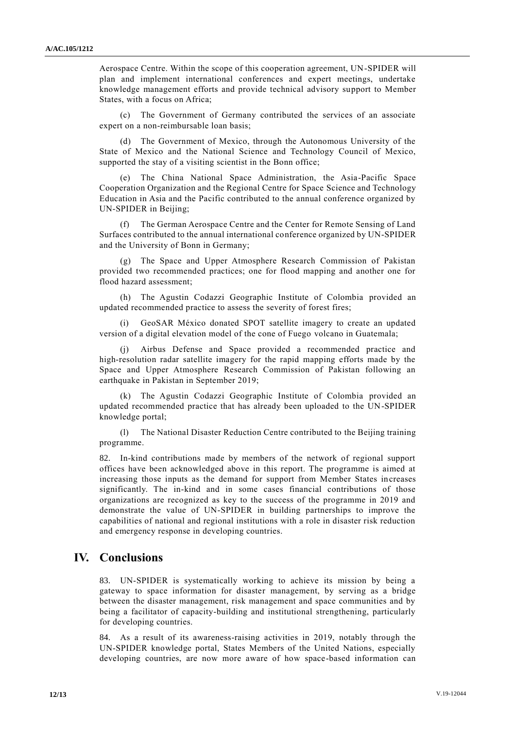Aerospace Centre. Within the scope of this cooperation agreement, UN-SPIDER will plan and implement international conferences and expert meetings, undertake knowledge management efforts and provide technical advisory support to Member States, with a focus on Africa;

(c) The Government of Germany contributed the services of an associate expert on a non-reimbursable loan basis;

(d) The Government of Mexico, through the Autonomous University of the State of Mexico and the National Science and Technology Council of Mexico, supported the stay of a visiting scientist in the Bonn office;

(e) The China National Space Administration, the Asia-Pacific Space Cooperation Organization and the Regional Centre for Space Science and Technology Education in Asia and the Pacific contributed to the annual conference organized by UN-SPIDER in Beijing;

(f) The German Aerospace Centre and the Center for Remote Sensing of Land Surfaces contributed to the annual international conference organized by UN-SPIDER and the University of Bonn in Germany;

(g) The Space and Upper Atmosphere Research Commission of Pakistan provided two recommended practices; one for flood mapping and another one for flood hazard assessment;

(h) The Agustin Codazzi Geographic Institute of Colombia provided an updated recommended practice to assess the severity of forest fires;

(i) GeoSAR México donated SPOT satellite imagery to create an updated version of a digital elevation model of the cone of Fuego volcano in Guatemala;

(j) Airbus Defense and Space provided a recommended practice and high-resolution radar satellite imagery for the rapid mapping efforts made by the Space and Upper Atmosphere Research Commission of Pakistan following an earthquake in Pakistan in September 2019;

(k) The Agustin Codazzi Geographic Institute of Colombia provided an updated recommended practice that has already been uploaded to the UN-SPIDER knowledge portal;

(l) The National Disaster Reduction Centre contributed to the Beijing training programme.

82. In-kind contributions made by members of the network of regional support offices have been acknowledged above in this report. The programme is aimed at increasing those inputs as the demand for support from Member States increases significantly. The in-kind and in some cases financial contributions of those organizations are recognized as key to the success of the programme in 2019 and demonstrate the value of UN-SPIDER in building partnerships to improve the capabilities of national and regional institutions with a role in disaster risk reduction and emergency response in developing countries.

# IV. Conclusions

83. UN-SPIDER is systematically working to achieve its mission by being a gateway to space information for disaster management, by serving as a bridge between the disaster management, risk management and space communities and by being a facilitator of capacity-building and institutional strengthening, particularly for developing countries.

84. As a result of its awareness-raising activities in 2019, notably through the UN-SPIDER knowledge portal, States Members of the United Nations, especially developing countries, are now more aware of how space-based information can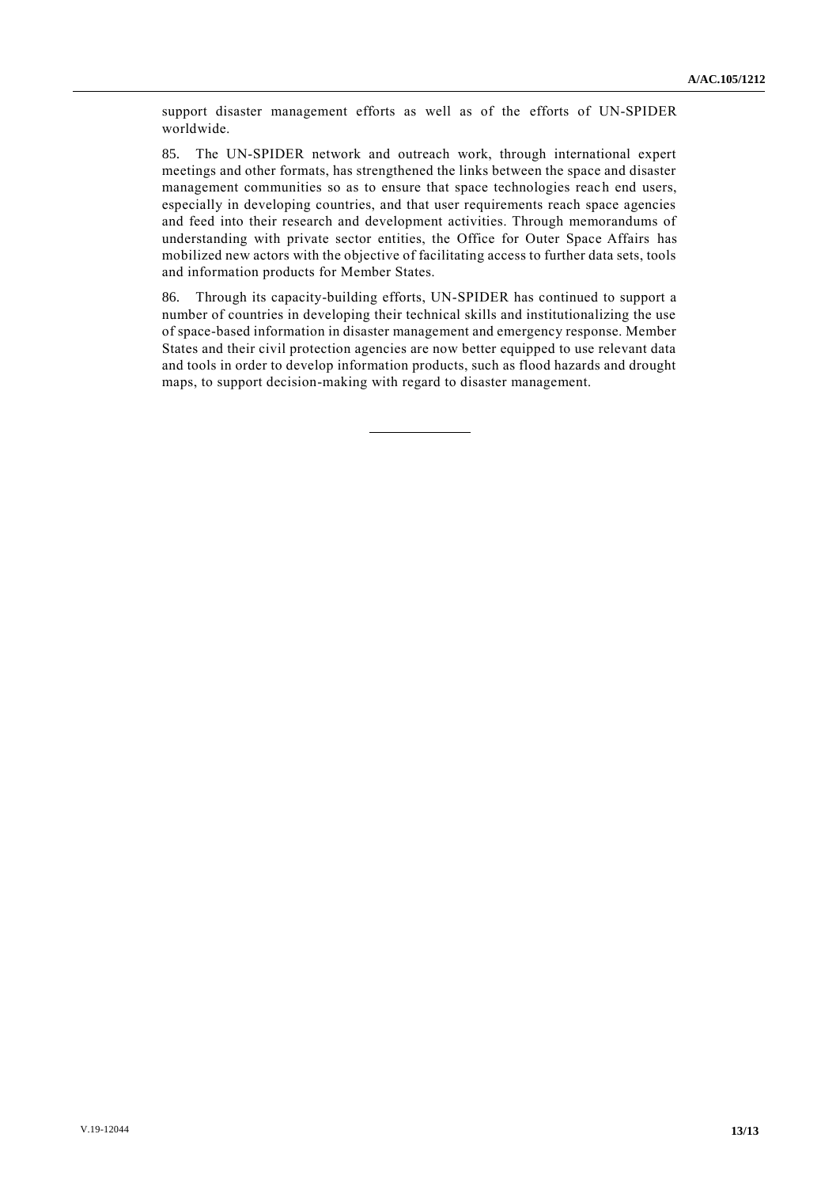support disaster management efforts as well as of the efforts of UN-SPIDER worldwide.

85. The UN-SPIDER network and outreach work, through international expert meetings and other formats, has strengthened the links between the space and disaster management communities so as to ensure that space technologies reach end users, especially in developing countries, and that user requirements reach space agencies and feed into their research and development activities. Through memorandums of understanding with private sector entities, the Office for Outer Space Affairs has mobilized new actors with the objective of facilitating access to further data sets, tools and information products for Member States.

86. Through its capacity-building efforts, UN-SPIDER has continued to support a number of countries in developing their technical skills and institutionalizing the use of space-based information in disaster management and emergency response. Member States and their civil protection agencies are now better equipped to use relevant data and tools in order to develop information products, such as flood hazards and drought maps, to support decision-making with regard to disaster management.